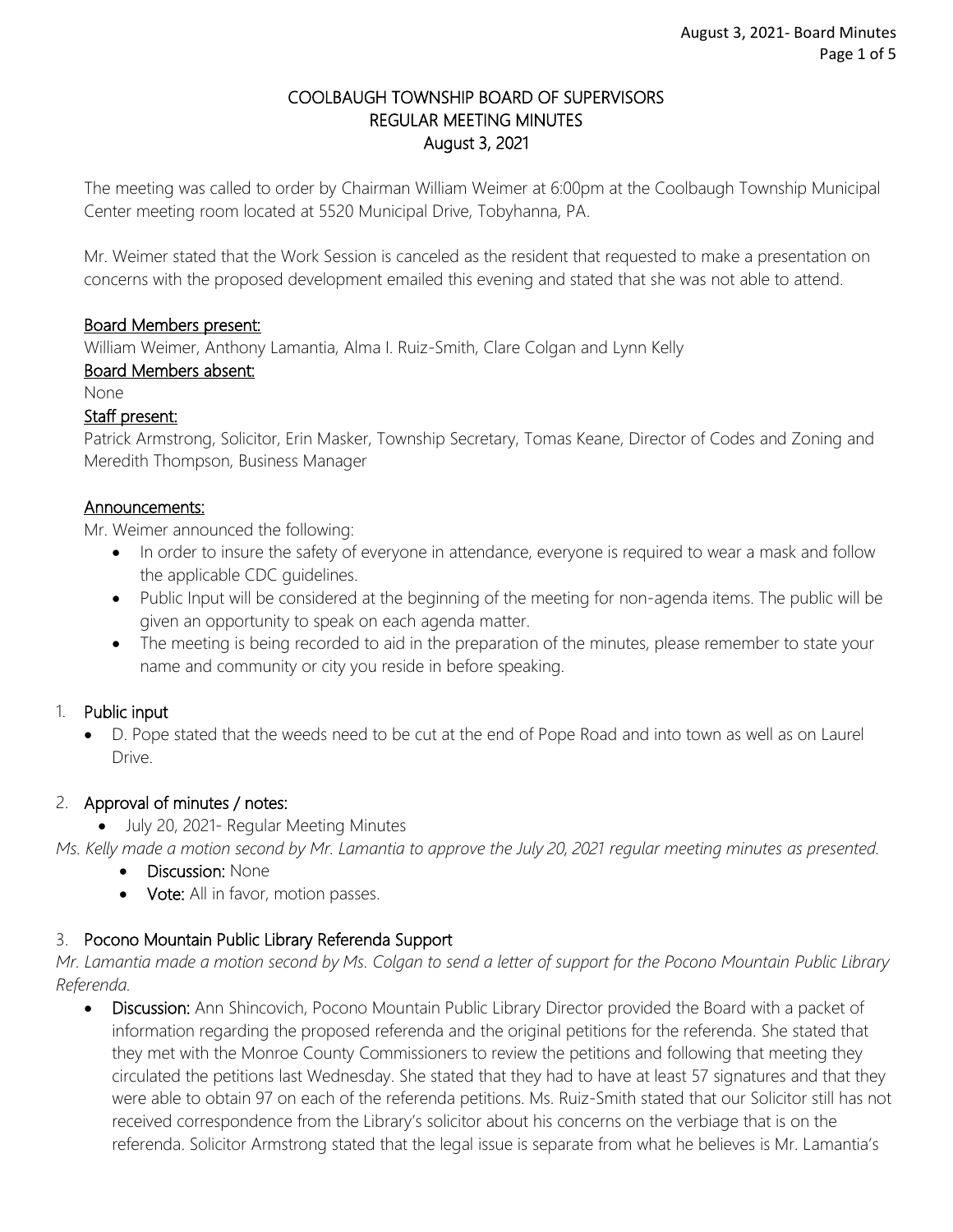# COOLBAUGH TOWNSHIP BOARD OF SUPERVISORS
## REGULAR MEETING MINUTES
## August 3, 2021

The meeting was called to order by Chairman William Weimer at 6:00pm at the Coolbaugh Township Municipal Center meeting room located at 5520 Municipal Drive, Tobyhanna, PA.

Mr. Weimer stated that the Work Session is canceled as the resident that requested to make a presentation on concerns with the proposed development emailed this evening and stated that she was not able to attend.

<u>Board Members present:</u>
William Weimer, Anthony Lamantia, Alma I. Ruiz-Smith, Clare Colgan and Lynn Kelly

<u>Board Members absent:</u>
None

<u>Staff present:</u>
Patrick Armstrong, Solicitor, Erin Masker, Township Secretary, Tomas Keane, Director of Codes and Zoning and Meredith Thompson, Business Manager

<u>Announcements:</u>
Mr. Weimer announced the following:

- In order to insure the safety of everyone in attendance, everyone is required to wear a mask and follow the applicable CDC guidelines.
- Public Input will be considered at the beginning of the meeting for non-agenda items. The public will be given an opportunity to speak on each agenda matter.
- The meeting is being recorded to aid in the preparation of the minutes, please remember to state your name and community or city you reside in before speaking.

1. **Public input**
   - D. Pope stated that the weeds need to be cut at the end of Pope Road and into town as well as on Laurel Drive.

2. **Approval of minutes / notes:**
   - July 20, 2021- Regular Meeting Minutes

*Ms. Kelly made a motion second by Mr. Lamantia to approve the July 20, 2021 regular meeting minutes as presented.*

- **Discussion:** None
- **Vote:** All in favor, motion passes.

3. **Pocono Mountain Public Library Referenda Support**

*Mr. Lamantia made a motion second by Ms. Colgan to send a letter of support for the Pocono Mountain Public Library Referenda.*

- **Discussion:** Ann Shincovich, Pocono Mountain Public Library Director provided the Board with a packet of information regarding the proposed referenda and the original petitions for the referenda. She stated that they met with the Monroe County Commissioners to review the petitions and following that meeting they circulated the petitions last Wednesday. She stated that they had to have at least 57 signatures and that they were able to obtain 97 on each of the referenda petitions. Ms. Ruiz-Smith stated that our Solicitor still has not received correspondence from the Library's solicitor about his concerns on the verbiage that is on the referenda. Solicitor Armstrong stated that the legal issue is separate from what he believes is Mr. Lamantia's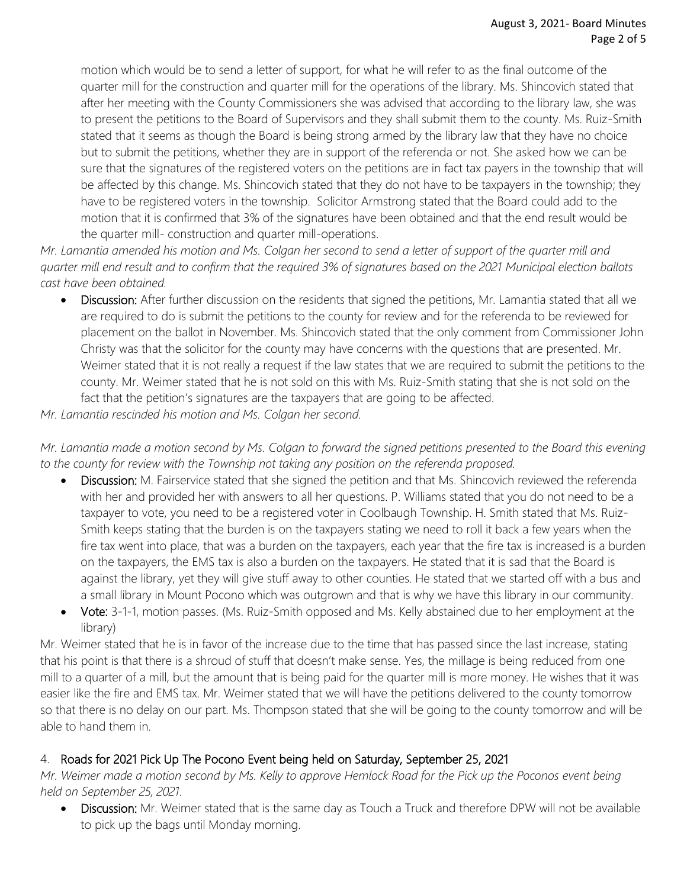motion which would be to send a letter of support, for what he will refer to as the final outcome of the quarter mill for the construction and quarter mill for the operations of the library. Ms. Shincovich stated that after her meeting with the County Commissioners she was advised that according to the library law, she was to present the petitions to the Board of Supervisors and they shall submit them to the county. Ms. Ruiz-Smith stated that it seems as though the Board is being strong armed by the library law that they have no choice but to submit the petitions, whether they are in support of the referenda or not. She asked how we can be sure that the signatures of the registered voters on the petitions are in fact tax payers in the township that will be affected by this change. Ms. Shincovich stated that they do not have to be taxpayers in the township; they have to be registered voters in the township. Solicitor Armstrong stated that the Board could add to the motion that it is confirmed that 3% of the signatures have been obtained and that the end result would be the quarter mill- construction and quarter mill-operations.

*Mr. Lamantia amended his motion and Ms. Colgan her second to send a letter of support of the quarter mill and quarter mill end result and to confirm that the required 3% of signatures based on the 2021 Municipal election ballots cast have been obtained.*

- **Discussion:** After further discussion on the residents that signed the petitions, Mr. Lamantia stated that all we are required to do is submit the petitions to the county for review and for the referenda to be reviewed for placement on the ballot in November. Ms. Shincovich stated that the only comment from Commissioner John Christy was that the solicitor for the county may have concerns with the questions that are presented. Mr. Weimer stated that it is not really a request if the law states that we are required to submit the petitions to the county. Mr. Weimer stated that he is not sold on this with Ms. Ruiz-Smith stating that she is not sold on the fact that the petition's signatures are the taxpayers that are going to be affected.

*Mr. Lamantia rescinded his motion and Ms. Colgan her second.*

*Mr. Lamantia made a motion second by Ms. Colgan to forward the signed petitions presented to the Board this evening to the county for review with the Township not taking any position on the referenda proposed.*

- **Discussion:** M. Fairservice stated that she signed the petition and that Ms. Shincovich reviewed the referenda with her and provided her with answers to all her questions. P. Williams stated that you do not need to be a taxpayer to vote, you need to be a registered voter in Coolbaugh Township. H. Smith stated that Ms. Ruiz-Smith keeps stating that the burden is on the taxpayers stating we need to roll it back a few years when the fire tax went into place, that was a burden on the taxpayers, each year that the fire tax is increased is a burden on the taxpayers, the EMS tax is also a burden on the taxpayers. He stated that it is sad that the Board is against the library, yet they will give stuff away to other counties. He stated that we started off with a bus and a small library in Mount Pocono which was outgrown and that is why we have this library in our community.
- **Vote:** 3-1-1, motion passes. (Ms. Ruiz-Smith opposed and Ms. Kelly abstained due to her employment at the library)

Mr. Weimer stated that he is in favor of the increase due to the time that has passed since the last increase, stating that his point is that there is a shroud of stuff that doesn't make sense. Yes, the millage is being reduced from one mill to a quarter of a mill, but the amount that is being paid for the quarter mill is more money. He wishes that it was easier like the fire and EMS tax. Mr. Weimer stated that we will have the petitions delivered to the county tomorrow so that there is no delay on our part. Ms. Thompson stated that she will be going to the county tomorrow and will be able to hand them in.

4. **Roads for 2021 Pick Up The Pocono Event being held on Saturday, September 25, 2021**

*Mr. Weimer made a motion second by Ms. Kelly to approve Hemlock Road for the Pick up the Poconos event being held on September 25, 2021.*

- **Discussion:** Mr. Weimer stated that is the same day as Touch a Truck and therefore DPW will not be available to pick up the bags until Monday morning.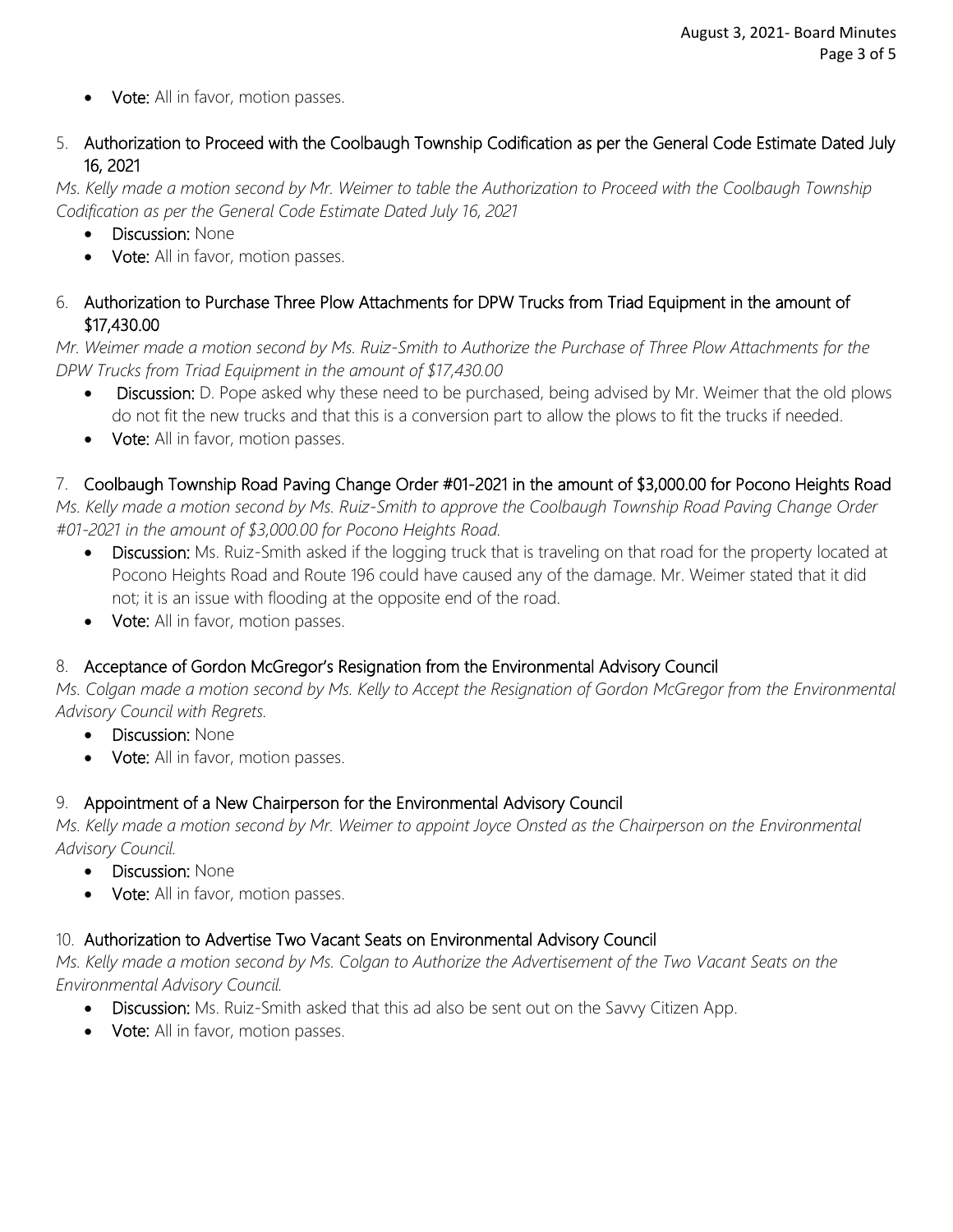- **Vote:** All in favor, motion passes.

5. **Authorization to Proceed with the Coolbaugh Township Codification as per the General Code Estimate Dated July 16, 2021**

*Ms. Kelly made a motion second by Mr. Weimer to table the Authorization to Proceed with the Coolbaugh Township Codification as per the General Code Estimate Dated July 16, 2021*

- **Discussion:** None
- **Vote:** All in favor, motion passes.

6. **Authorization to Purchase Three Plow Attachments for DPW Trucks from Triad Equipment in the amount of $17,430.00**

*Mr. Weimer made a motion second by Ms. Ruiz-Smith to Authorize the Purchase of Three Plow Attachments for the DPW Trucks from Triad Equipment in the amount of $17,430.00*

- **Discussion:** D. Pope asked why these need to be purchased, being advised by Mr. Weimer that the old plows do not fit the new trucks and that this is a conversion part to allow the plows to fit the trucks if needed.
- **Vote:** All in favor, motion passes.

7. **Coolbaugh Township Road Paving Change Order #01-2021 in the amount of $3,000.00 for Pocono Heights Road**

*Ms. Kelly made a motion second by Ms. Ruiz-Smith to approve the Coolbaugh Township Road Paving Change Order #01-2021 in the amount of $3,000.00 for Pocono Heights Road.*

- **Discussion:** Ms. Ruiz-Smith asked if the logging truck that is traveling on that road for the property located at Pocono Heights Road and Route 196 could have caused any of the damage. Mr. Weimer stated that it did not; it is an issue with flooding at the opposite end of the road.
- **Vote:** All in favor, motion passes.

8. **Acceptance of Gordon McGregor's Resignation from the Environmental Advisory Council**

*Ms. Colgan made a motion second by Ms. Kelly to Accept the Resignation of Gordon McGregor from the Environmental Advisory Council with Regrets.*

- **Discussion:** None
- **Vote:** All in favor, motion passes.

9. **Appointment of a New Chairperson for the Environmental Advisory Council**

*Ms. Kelly made a motion second by Mr. Weimer to appoint Joyce Onsted as the Chairperson on the Environmental Advisory Council.*

- **Discussion:** None
- **Vote:** All in favor, motion passes.

10. **Authorization to Advertise Two Vacant Seats on Environmental Advisory Council**

*Ms. Kelly made a motion second by Ms. Colgan to Authorize the Advertisement of the Two Vacant Seats on the Environmental Advisory Council.*

- **Discussion:** Ms. Ruiz-Smith asked that this ad also be sent out on the Savvy Citizen App.
- **Vote:** All in favor, motion passes.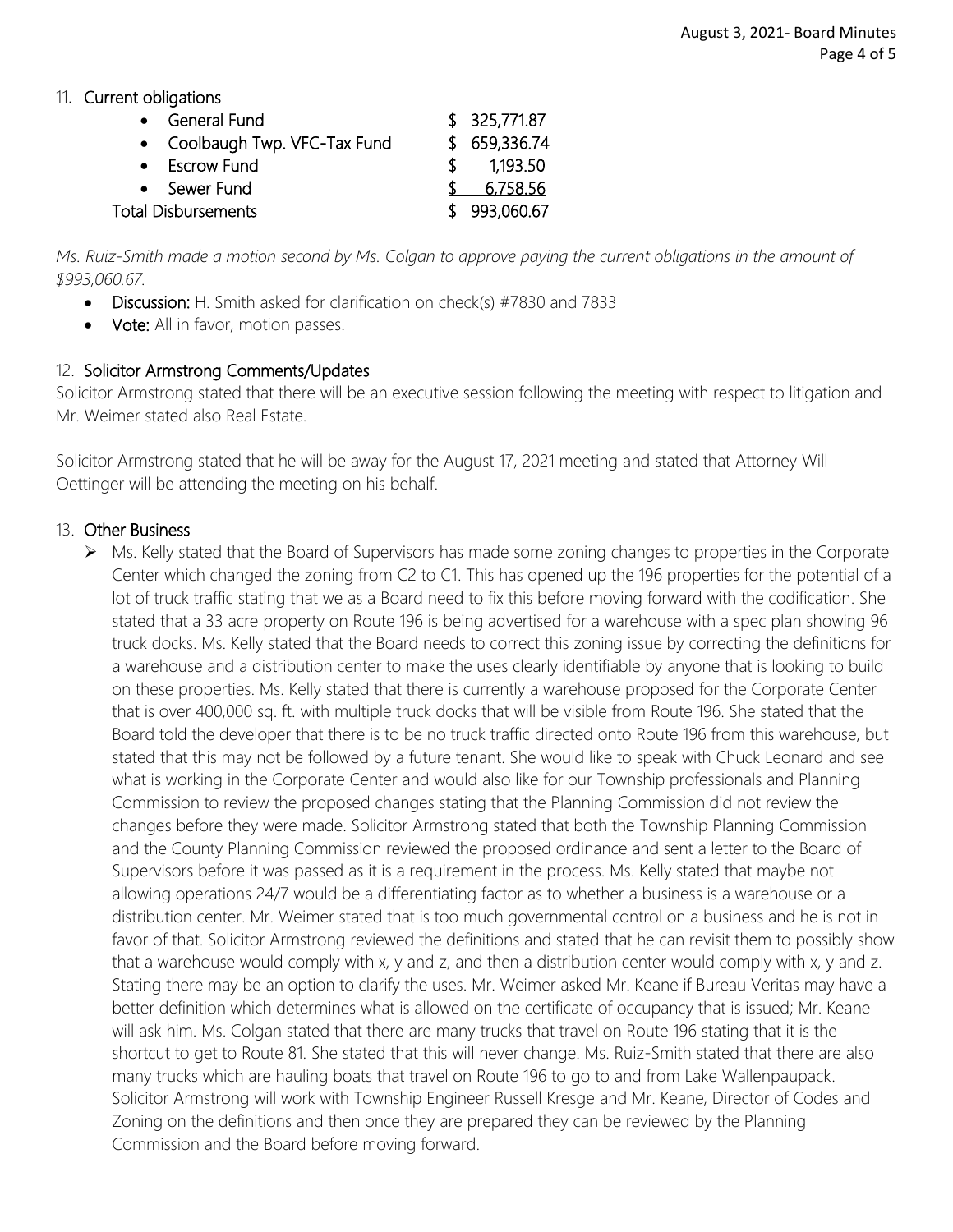11. **Current obligations**

| | |
|---|---|
| • General Fund | $ 325,771.87 |
| • Coolbaugh Twp. VFC-Tax Fund | $ 659,336.74 |
| • Escrow Fund | $ 1,193.50 |
| • Sewer Fund | $ 6,758.56 |
| Total Disbursements | $ 993,060.67 |

*Ms. Ruiz-Smith made a motion second by Ms. Colgan to approve paying the current obligations in the amount of $993,060.67.*

- **Discussion:** H. Smith asked for clarification on check(s) #7830 and 7833
- **Vote:** All in favor, motion passes.

12. **Solicitor Armstrong Comments/Updates**

Solicitor Armstrong stated that there will be an executive session following the meeting with respect to litigation and Mr. Weimer stated also Real Estate.

Solicitor Armstrong stated that he will be away for the August 17, 2021 meeting and stated that Attorney Will Oettinger will be attending the meeting on his behalf.

13. **Other Business**

- Ms. Kelly stated that the Board of Supervisors has made some zoning changes to properties in the Corporate Center which changed the zoning from C2 to C1. This has opened up the 196 properties for the potential of a lot of truck traffic stating that we as a Board need to fix this before moving forward with the codification. She stated that a 33 acre property on Route 196 is being advertised for a warehouse with a spec plan showing 96 truck docks. Ms. Kelly stated that the Board needs to correct this zoning issue by correcting the definitions for a warehouse and a distribution center to make the uses clearly identifiable by anyone that is looking to build on these properties. Ms. Kelly stated that there is currently a warehouse proposed for the Corporate Center that is over 400,000 sq. ft. with multiple truck docks that will be visible from Route 196. She stated that the Board told the developer that there is to be no truck traffic directed onto Route 196 from this warehouse, but stated that this may not be followed by a future tenant. She would like to speak with Chuck Leonard and see what is working in the Corporate Center and would also like for our Township professionals and Planning Commission to review the proposed changes stating that the Planning Commission did not review the changes before they were made. Solicitor Armstrong stated that both the Township Planning Commission and the County Planning Commission reviewed the proposed ordinance and sent a letter to the Board of Supervisors before it was passed as it is a requirement in the process. Ms. Kelly stated that maybe not allowing operations 24/7 would be a differentiating factor as to whether a business is a warehouse or a distribution center. Mr. Weimer stated that is too much governmental control on a business and he is not in favor of that. Solicitor Armstrong reviewed the definitions and stated that he can revisit them to possibly show that a warehouse would comply with x, y and z, and then a distribution center would comply with x, y and z. Stating there may be an option to clarify the uses. Mr. Weimer asked Mr. Keane if Bureau Veritas may have a better definition which determines what is allowed on the certificate of occupancy that is issued; Mr. Keane will ask him. Ms. Colgan stated that there are many trucks that travel on Route 196 stating that it is the shortcut to get to Route 81. She stated that this will never change. Ms. Ruiz-Smith stated that there are also many trucks which are hauling boats that travel on Route 196 to go to and from Lake Wallenpaupack. Solicitor Armstrong will work with Township Engineer Russell Kresge and Mr. Keane, Director of Codes and Zoning on the definitions and then once they are prepared they can be reviewed by the Planning Commission and the Board before moving forward.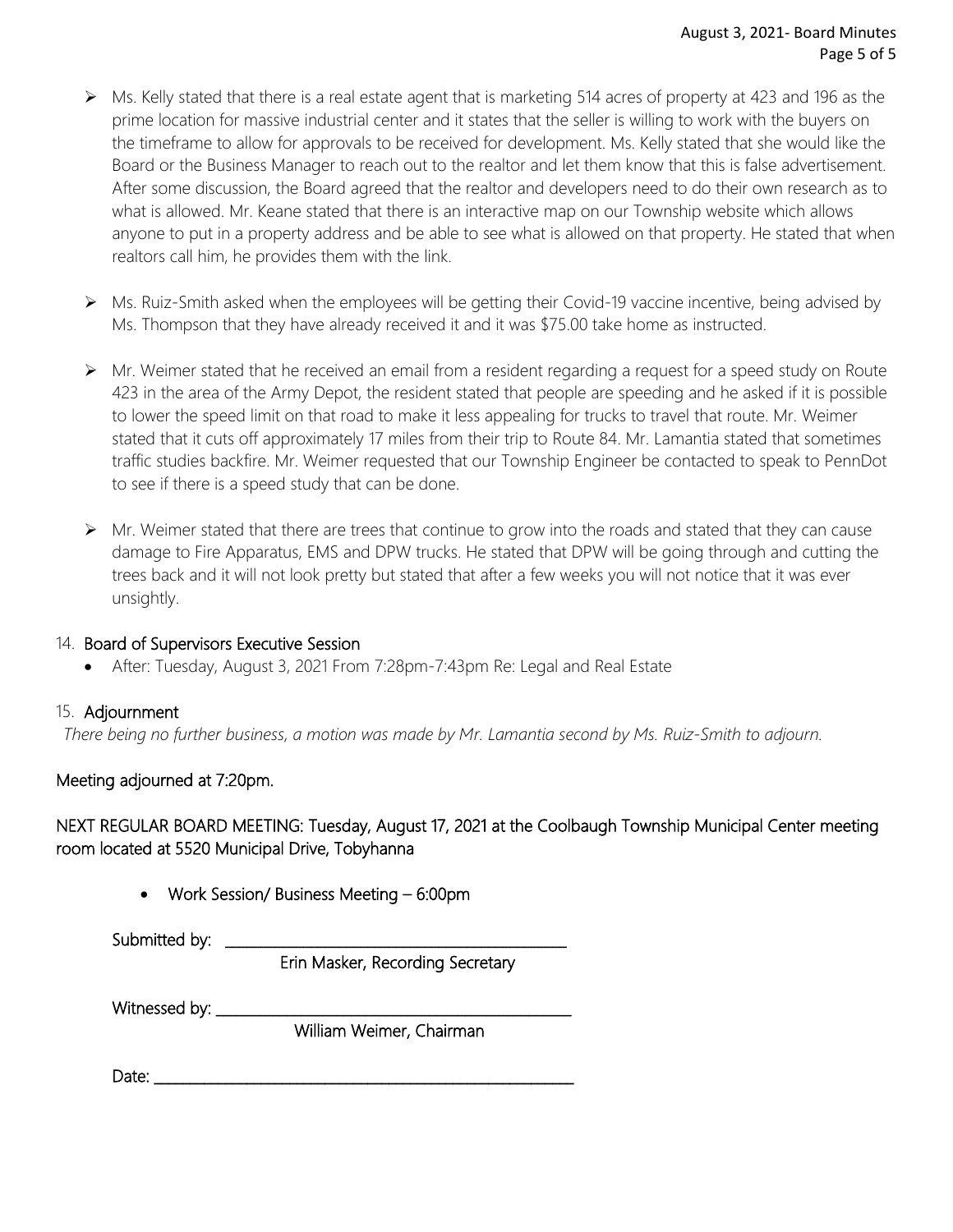- Ms. Kelly stated that there is a real estate agent that is marketing 514 acres of property at 423 and 196 as the prime location for massive industrial center and it states that the seller is willing to work with the buyers on the timeframe to allow for approvals to be received for development. Ms. Kelly stated that she would like the Board or the Business Manager to reach out to the realtor and let them know that this is false advertisement. After some discussion, the Board agreed that the realtor and developers need to do their own research as to what is allowed. Mr. Keane stated that there is an interactive map on our Township website which allows anyone to put in a property address and be able to see what is allowed on that property. He stated that when realtors call him, he provides them with the link.

- Ms. Ruiz-Smith asked when the employees will be getting their Covid-19 vaccine incentive, being advised by Ms. Thompson that they have already received it and it was $75.00 take home as instructed.

- Mr. Weimer stated that he received an email from a resident regarding a request for a speed study on Route 423 in the area of the Army Depot, the resident stated that people are speeding and he asked if it is possible to lower the speed limit on that road to make it less appealing for trucks to travel that route. Mr. Weimer stated that it cuts off approximately 17 miles from their trip to Route 84. Mr. Lamantia stated that sometimes traffic studies backfire. Mr. Weimer requested that our Township Engineer be contacted to speak to PennDot to see if there is a speed study that can be done.

- Mr. Weimer stated that there are trees that continue to grow into the roads and stated that they can cause damage to Fire Apparatus, EMS and DPW trucks. He stated that DPW will be going through and cutting the trees back and it will not look pretty but stated that after a few weeks you will not notice that it was ever unsightly.

14. Board of Supervisors Executive Session
    - After: Tuesday, August 3, 2021 From 7:28pm-7:43pm Re: Legal and Real Estate

15. Adjournment

*There being no further business, a motion was made by Mr. Lamantia second by Ms. Ruiz-Smith to adjourn.*

Meeting adjourned at 7:20pm.

NEXT REGULAR BOARD MEETING: Tuesday, August 17, 2021 at the Coolbaugh Township Municipal Center meeting room located at 5520 Municipal Drive, Tobyhanna

- Work Session/ Business Meeting – 6:00pm

Submitted by: ____________________________________
Erin Masker, Recording Secretary

Witnessed by: ____________________________________
William Weimer, Chairman

Date: ____________________________________